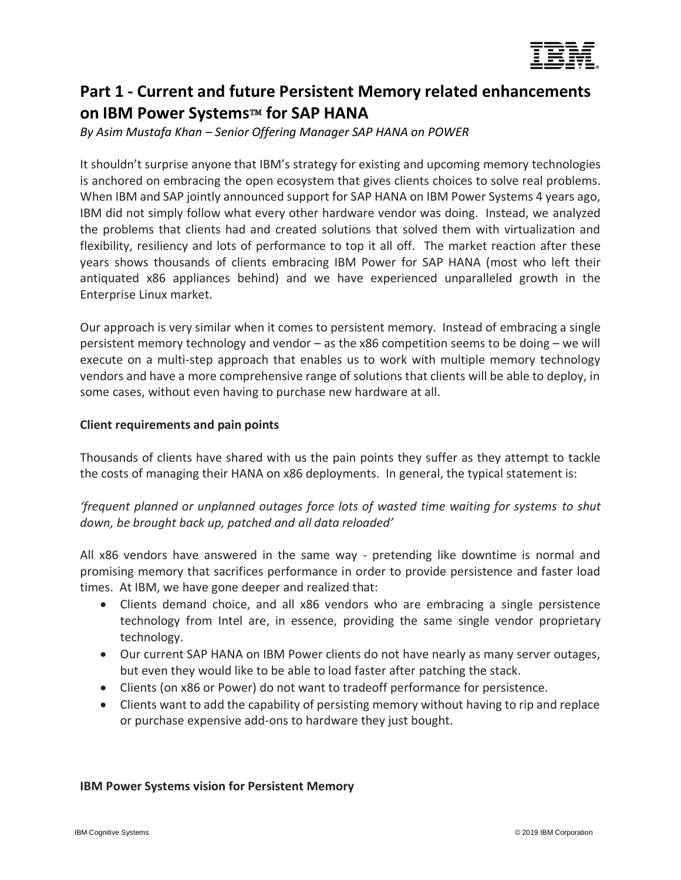# Part 1 - Current and future Persistent Memory related enhancements on IBM Power Systems™ for SAP HANA

*By Asim Mustafa Khan – Senior Offering Manager SAP HANA on POWER*

It shouldn't surprise anyone that IBM's strategy for existing and upcoming memory technologies is anchored on embracing the open ecosystem that gives clients choices to solve real problems. When IBM and SAP jointly announced support for SAP HANA on IBM Power Systems 4 years ago, IBM did not simply follow what every other hardware vendor was doing. Instead, we analyzed the problems that clients had and created solutions that solved them with virtualization and flexibility, resiliency and lots of performance to top it all off. The market reaction after these years shows thousands of clients embracing IBM Power for SAP HANA (most who left their antiquated x86 appliances behind) and we have experienced unparalleled growth in the Enterprise Linux market.

Our approach is very similar when it comes to persistent memory. Instead of embracing a single persistent memory technology and vendor – as the x86 competition seems to be doing – we will execute on a multi-step approach that enables us to work with multiple memory technology vendors and have a more comprehensive range of solutions that clients will be able to deploy, in some cases, without even having to purchase new hardware at all.

**Client requirements and pain points**

Thousands of clients have shared with us the pain points they suffer as they attempt to tackle the costs of managing their HANA on x86 deployments. In general, the typical statement is:

*'frequent planned or unplanned outages force lots of wasted time waiting for systems to shut down, be brought back up, patched and all data reloaded'*

All x86 vendors have answered in the same way - pretending like downtime is normal and promising memory that sacrifices performance in order to provide persistence and faster load times. At IBM, we have gone deeper and realized that:

- Clients demand choice, and all x86 vendors who are embracing a single persistence technology from Intel are, in essence, providing the same single vendor proprietary technology.
- Our current SAP HANA on IBM Power clients do not have nearly as many server outages, but even they would like to be able to load faster after patching the stack.
- Clients (on x86 or Power) do not want to tradeoff performance for persistence.
- Clients want to add the capability of persisting memory without having to rip and replace or purchase expensive add-ons to hardware they just bought.

**IBM Power Systems vision for Persistent Memory**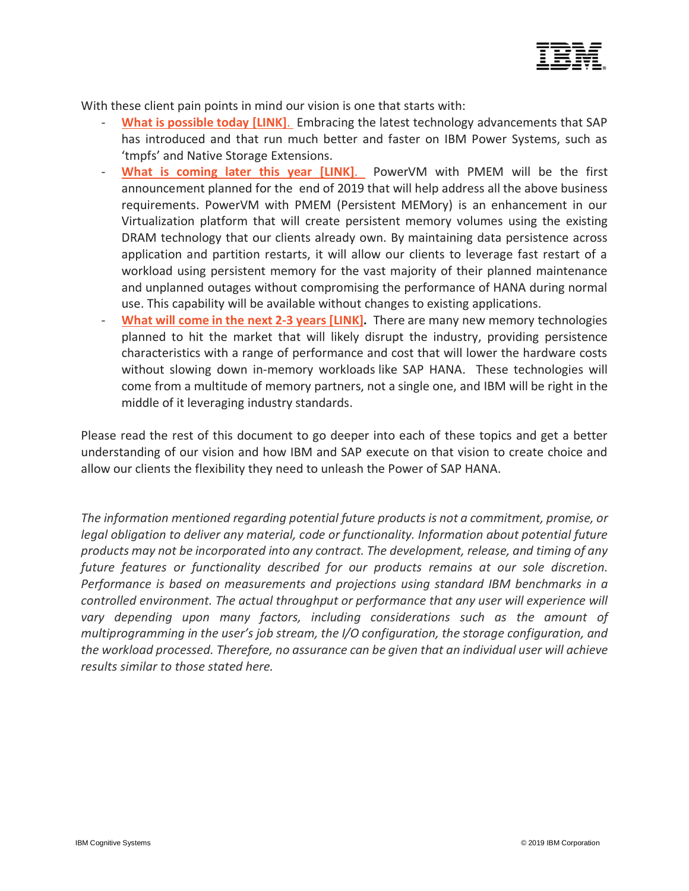With these client pain points in mind our vision is one that starts with:

- **What is possible today [LINK]**. Embracing the latest technology advancements that SAP has introduced and that run much better and faster on IBM Power Systems, such as 'tmpfs' and Native Storage Extensions.
- **What is coming later this year [LINK]**. PowerVM with PMEM will be the first announcement planned for the end of 2019 that will help address all the above business requirements. PowerVM with PMEM (Persistent MEMory) is an enhancement in our Virtualization platform that will create persistent memory volumes using the existing DRAM technology that our clients already own. By maintaining data persistence across application and partition restarts, it will allow our clients to leverage fast restart of a workload using persistent memory for the vast majority of their planned maintenance and unplanned outages without compromising the performance of HANA during normal use. This capability will be available without changes to existing applications.
- **What will come in the next 2-3 years [LINK].** There are many new memory technologies planned to hit the market that will likely disrupt the industry, providing persistence characteristics with a range of performance and cost that will lower the hardware costs without slowing down in-memory workloads like SAP HANA. These technologies will come from a multitude of memory partners, not a single one, and IBM will be right in the middle of it leveraging industry standards.

Please read the rest of this document to go deeper into each of these topics and get a better understanding of our vision and how IBM and SAP execute on that vision to create choice and allow our clients the flexibility they need to unleash the Power of SAP HANA.

*The information mentioned regarding potential future products is not a commitment, promise, or legal obligation to deliver any material, code or functionality. Information about potential future products may not be incorporated into any contract. The development, release, and timing of any future features or functionality described for our products remains at our sole discretion. Performance is based on measurements and projections using standard IBM benchmarks in a controlled environment. The actual throughput or performance that any user will experience will vary depending upon many factors, including considerations such as the amount of multiprogramming in the user's job stream, the I/O configuration, the storage configuration, and the workload processed. Therefore, no assurance can be given that an individual user will achieve results similar to those stated here.*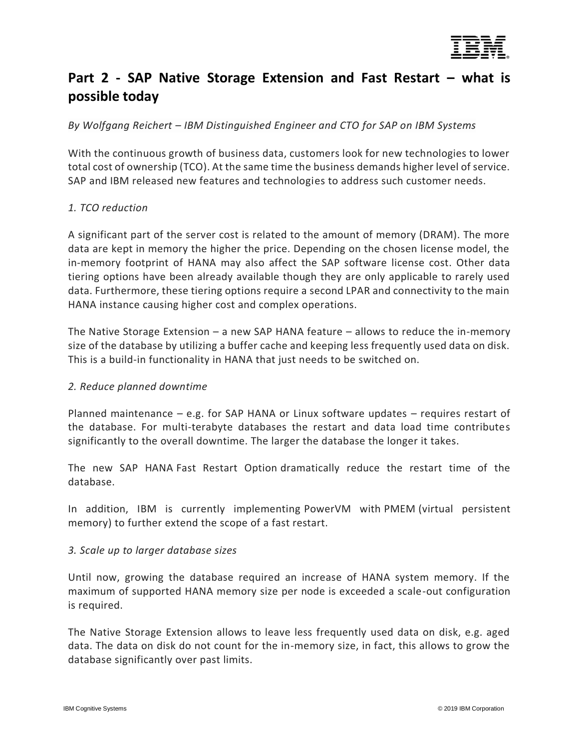# Part 2 - SAP Native Storage Extension and Fast Restart – what is possible today

*By Wolfgang Reichert – IBM Distinguished Engineer and CTO for SAP on IBM Systems*

With the continuous growth of business data, customers look for new technologies to lower total cost of ownership (TCO). At the same time the business demands higher level of service. SAP and IBM released new features and technologies to address such customer needs.

*1. TCO reduction*

A significant part of the server cost is related to the amount of memory (DRAM). The more data are kept in memory the higher the price. Depending on the chosen license model, the in-memory footprint of HANA may also affect the SAP software license cost. Other data tiering options have been already available though they are only applicable to rarely used data. Furthermore, these tiering options require a second LPAR and connectivity to the main HANA instance causing higher cost and complex operations.

The Native Storage Extension – a new SAP HANA feature – allows to reduce the in-memory size of the database by utilizing a buffer cache and keeping less frequently used data on disk. This is a build-in functionality in HANA that just needs to be switched on.

*2. Reduce planned downtime*

Planned maintenance – e.g. for SAP HANA or Linux software updates – requires restart of the database. For multi-terabyte databases the restart and data load time contributes significantly to the overall downtime. The larger the database the longer it takes.

The new SAP HANA Fast Restart Option dramatically reduce the restart time of the database.

In addition, IBM is currently implementing PowerVM with PMEM (virtual persistent memory) to further extend the scope of a fast restart.

*3. Scale up to larger database sizes*

Until now, growing the database required an increase of HANA system memory. If the maximum of supported HANA memory size per node is exceeded a scale-out configuration is required.

The Native Storage Extension allows to leave less frequently used data on disk, e.g. aged data. The data on disk do not count for the in-memory size, in fact, this allows to grow the database significantly over past limits.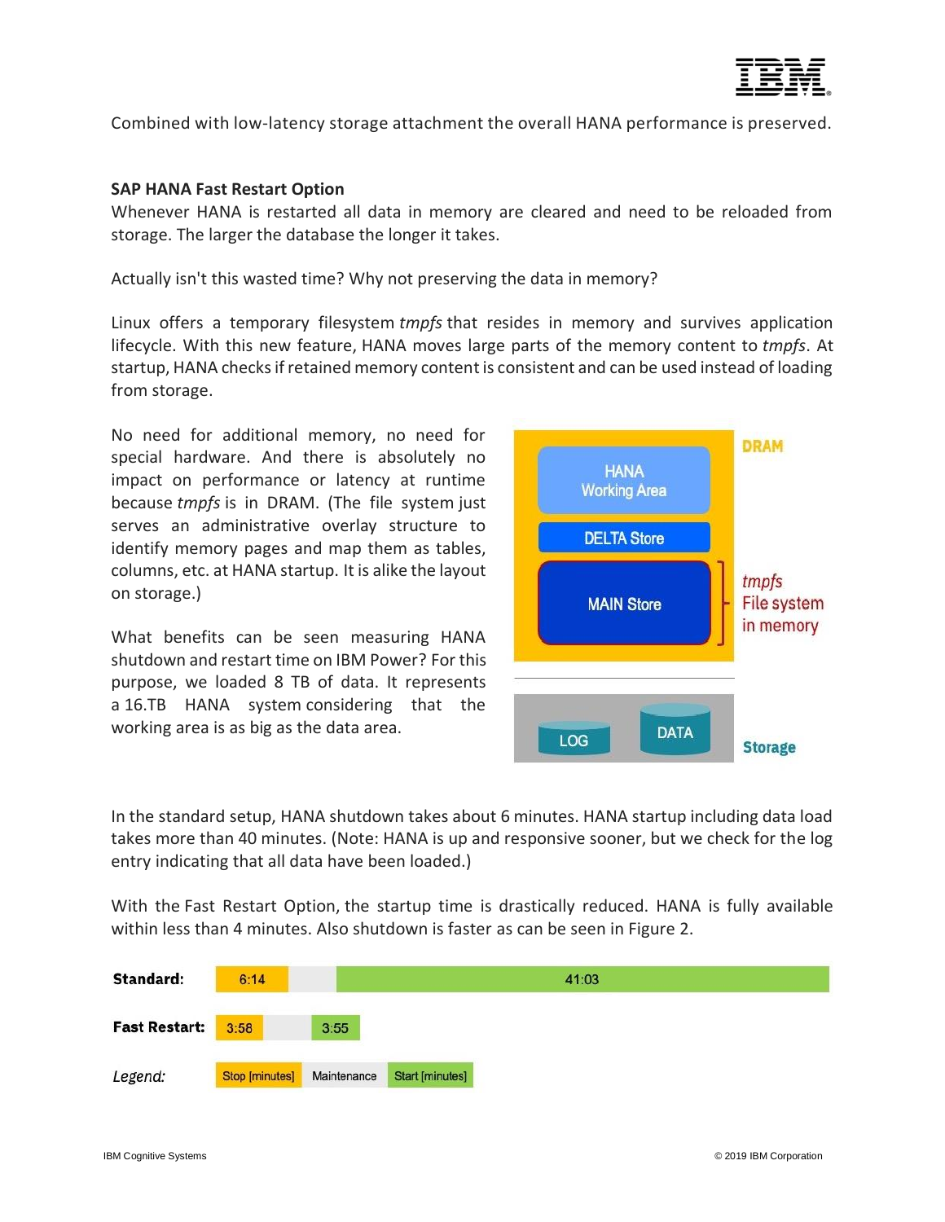Combined with low-latency storage attachment the overall HANA performance is preserved.

**SAP HANA Fast Restart Option**

Whenever HANA is restarted all data in memory are cleared and need to be reloaded from storage. The larger the database the longer it takes.

Actually isn't this wasted time? Why not preserving the data in memory?

Linux offers a temporary filesystem *tmpfs* that resides in memory and survives application lifecycle. With this new feature, HANA moves large parts of the memory content to *tmpfs*. At startup, HANA checks if retained memory content is consistent and can be used instead of loading from storage.

No need for additional memory, no need for special hardware. And there is absolutely no impact on performance or latency at runtime because *tmpfs* is in DRAM. (The file system just serves an administrative overlay structure to identify memory pages and map them as tables, columns, etc. at HANA startup. It is alike the layout on storage.)

DRAM

HANA Working Area

DELTA Store

MAIN Store

*tmpfs* File system in memory

LOG

DATA

Storage

What benefits can be seen measuring HANA shutdown and restart time on IBM Power? For this purpose, we loaded 8 TB of data. It represents a 16.TB HANA system considering that the working area is as big as the data area.

In the standard setup, HANA shutdown takes about 6 minutes. HANA startup including data load takes more than 40 minutes. (Note: HANA is up and responsive sooner, but we check for the log entry indicating that all data have been loaded.)

With the Fast Restart Option, the startup time is drastically reduced. HANA is fully available within less than 4 minutes. Also shutdown is faster as can be seen in Figure 2.

| | Stop [minutes] | Maintenance | Start [minutes] |
|---|---|---|---|
| **Standard:** | 6:14 | | 41:03 |
| **Fast Restart:** | 3:58 | | 3:55 |

*Legend:* Stop [minutes] · Maintenance · Start [minutes]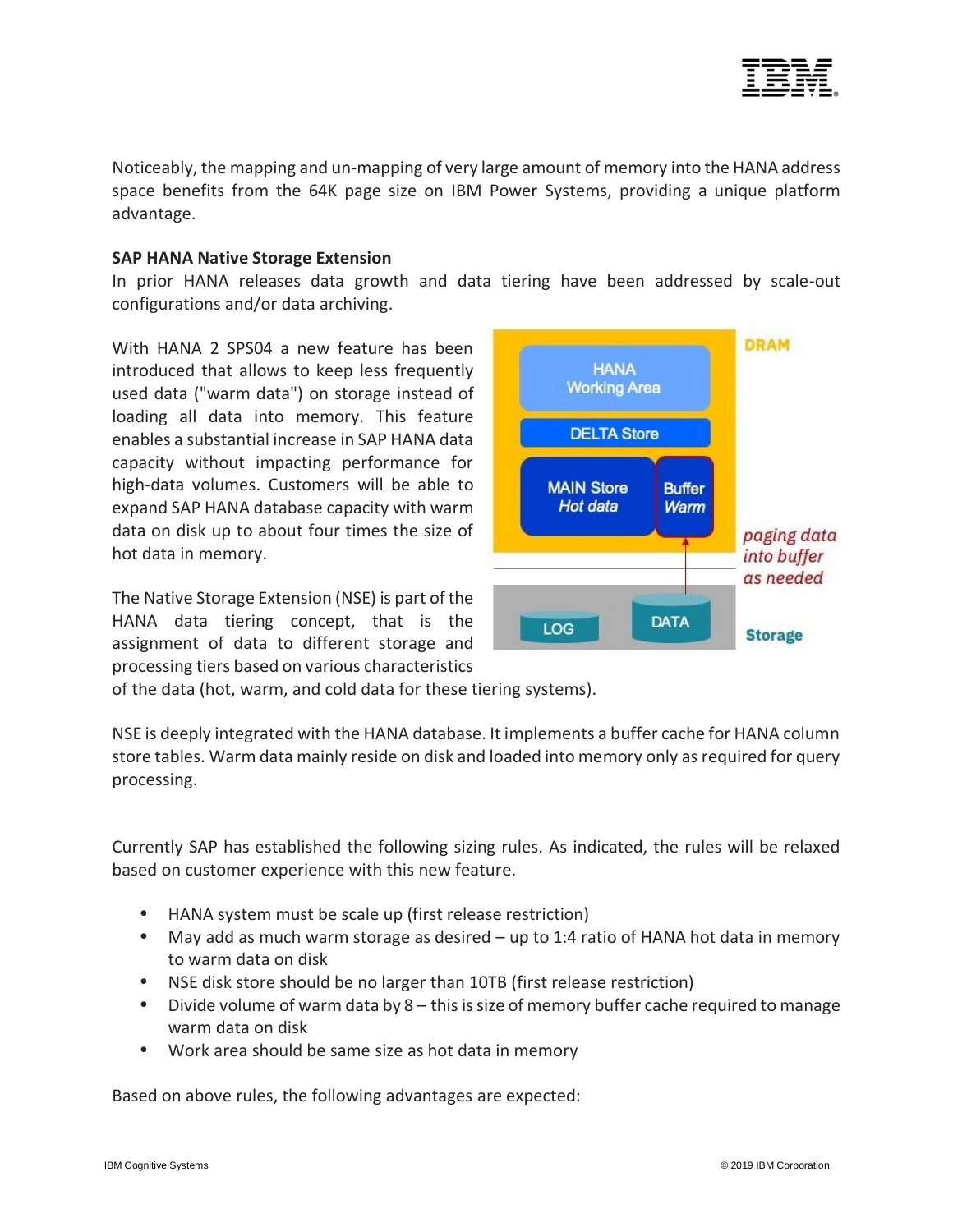Noticeably, the mapping and un-mapping of very large amount of memory into the HANA address space benefits from the 64K page size on IBM Power Systems, providing a unique platform advantage.

**SAP HANA Native Storage Extension**

In prior HANA releases data growth and data tiering have been addressed by scale-out configurations and/or data archiving.

With HANA 2 SPS04 a new feature has been introduced that allows to keep less frequently used data ("warm data") on storage instead of loading all data into memory. This feature enables a substantial increase in SAP HANA data capacity without impacting performance for high-data volumes. Customers will be able to expand SAP HANA database capacity with warm data on disk up to about four times the size of hot data in memory.

The Native Storage Extension (NSE) is part of the HANA data tiering concept, that is the assignment of data to different storage and processing tiers based on various characteristics of the data (hot, warm, and cold data for these tiering systems).

NSE is deeply integrated with the HANA database. It implements a buffer cache for HANA column store tables. Warm data mainly reside on disk and loaded into memory only as required for query processing.

Currently SAP has established the following sizing rules. As indicated, the rules will be relaxed based on customer experience with this new feature.

- HANA system must be scale up (first release restriction)
- May add as much warm storage as desired – up to 1:4 ratio of HANA hot data in memory to warm data on disk
- NSE disk store should be no larger than 10TB (first release restriction)
- Divide volume of warm data by 8 – this is size of memory buffer cache required to manage warm data on disk
- Work area should be same size as hot data in memory

Based on above rules, the following advantages are expected: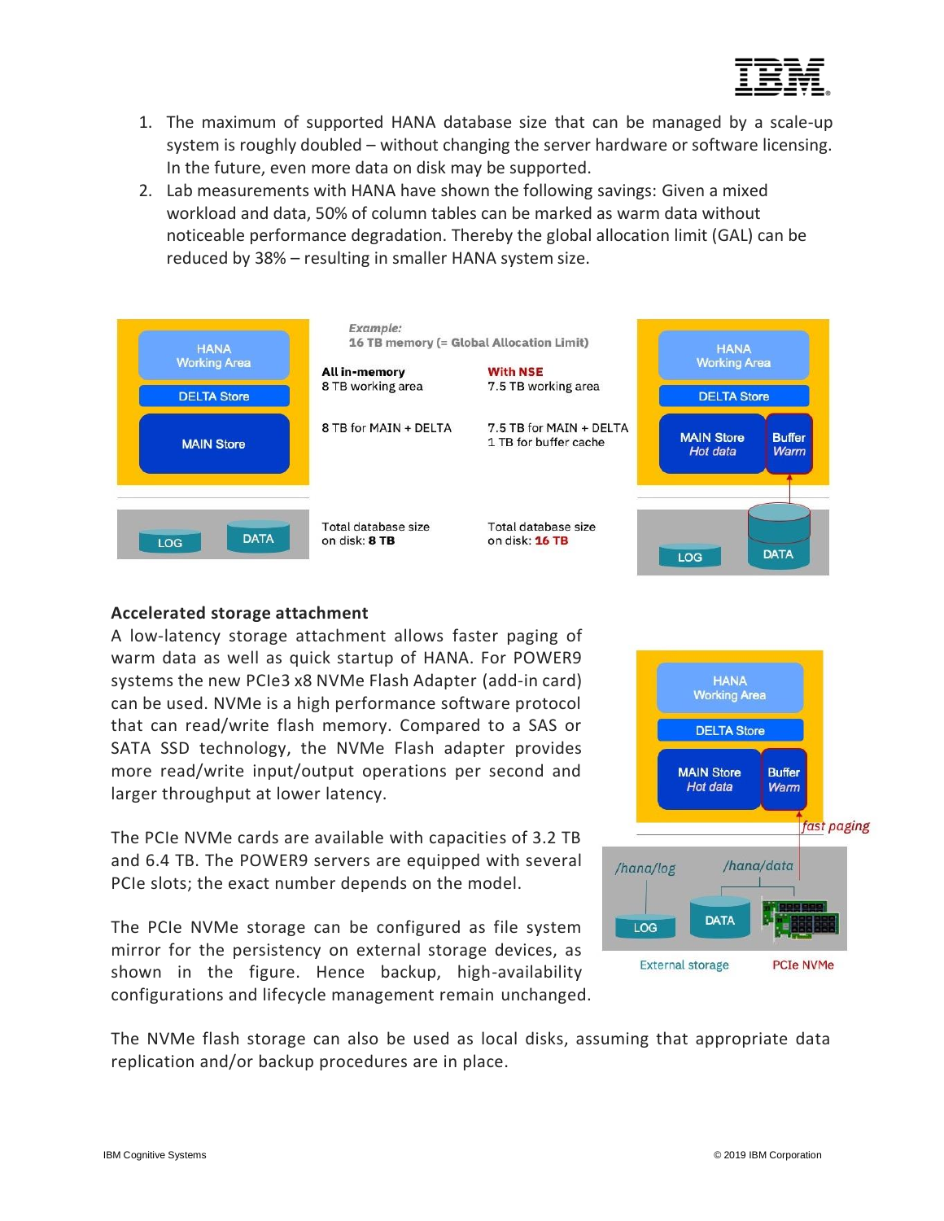1. The maximum of supported HANA database size that can be managed by a scale-up system is roughly doubled – without changing the server hardware or software licensing. In the future, even more data on disk may be supported.
2. Lab measurements with HANA have shown the following savings: Given a mixed workload and data, 50% of column tables can be marked as warm data without noticeable performance degradation. Thereby the global allocation limit (GAL) can be reduced by 38% – resulting in smaller HANA system size.

*Example:*
16 TB memory (= Global Allocation Limit)

| **All in-memory** | **With NSE** |
|---|---|
| 8 TB working area | 7.5 TB working area |
| 8 TB for MAIN + DELTA | 7.5 TB for MAIN + DELTA<br>1 TB for buffer cache |
| Total database size on disk: **8 TB** | Total database size on disk: **16 TB** |

## Accelerated storage attachment

A low-latency storage attachment allows faster paging of warm data as well as quick startup of HANA. For POWER9 systems the new PCIe3 x8 NVMe Flash Adapter (add-in card) can be used. NVMe is a high performance software protocol that can read/write flash memory. Compared to a SAS or SATA SSD technology, the NVMe Flash adapter provides more read/write input/output operations per second and larger throughput at lower latency.

The PCIe NVMe cards are available with capacities of 3.2 TB and 6.4 TB. The POWER9 servers are equipped with several PCIe slots; the exact number depends on the model.

The PCIe NVMe storage can be configured as file system mirror for the persistency on external storage devices, as shown in the figure. Hence backup, high-availability configurations and lifecycle management remain unchanged.

The NVMe flash storage can also be used as local disks, assuming that appropriate data replication and/or backup procedures are in place.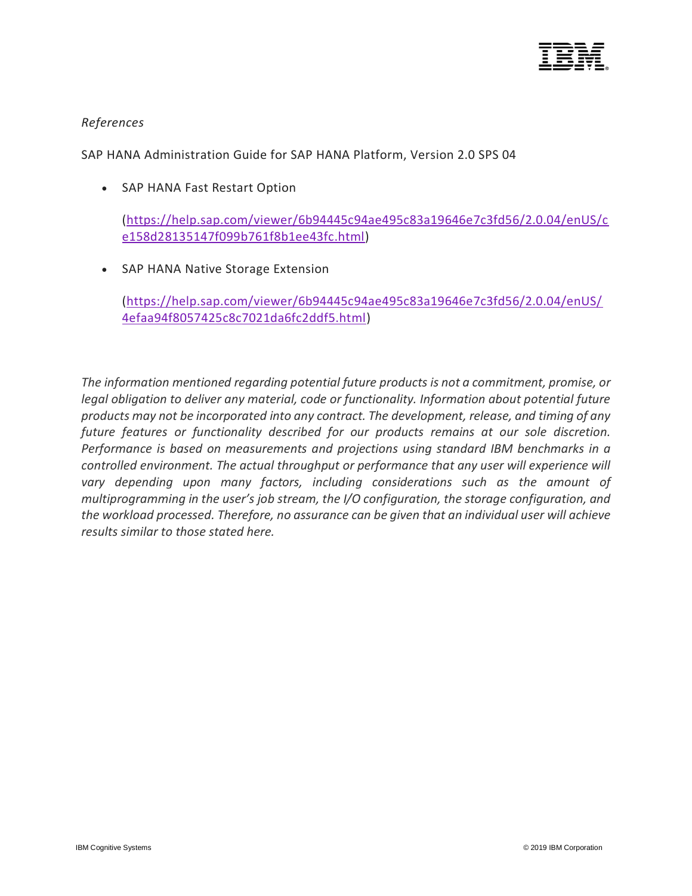*References*

SAP HANA Administration Guide for SAP HANA Platform, Version 2.0 SPS 04

- SAP HANA Fast Restart Option

  (https://help.sap.com/viewer/6b94445c94ae495c83a19646e7c3fd56/2.0.04/enUS/ce158d28135147f099b761f8b1ee43fc.html)

- SAP HANA Native Storage Extension

  (https://help.sap.com/viewer/6b94445c94ae495c83a19646e7c3fd56/2.0.04/enUS/4efaa94f8057425c8c7021da6fc2ddf5.html)

*The information mentioned regarding potential future products is not a commitment, promise, or legal obligation to deliver any material, code or functionality. Information about potential future products may not be incorporated into any contract. The development, release, and timing of any future features or functionality described for our products remains at our sole discretion. Performance is based on measurements and projections using standard IBM benchmarks in a controlled environment. The actual throughput or performance that any user will experience will vary depending upon many factors, including considerations such as the amount of multiprogramming in the user's job stream, the I/O configuration, the storage configuration, and the workload processed. Therefore, no assurance can be given that an individual user will achieve results similar to those stated here.*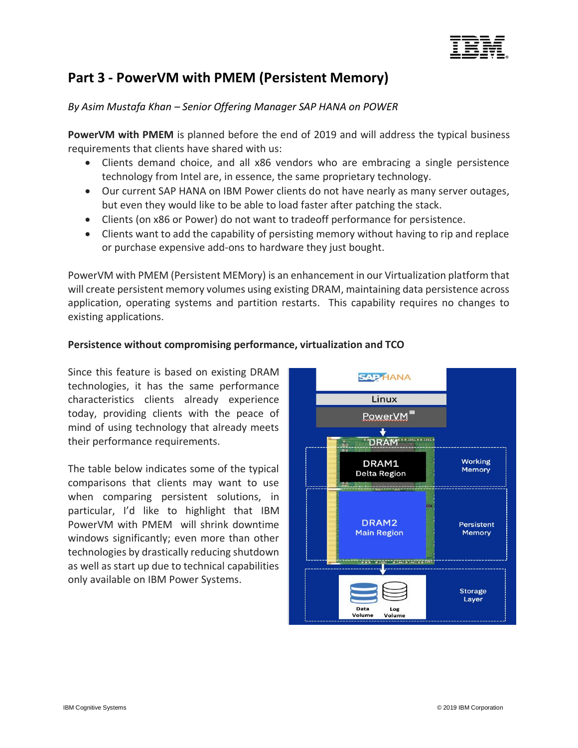# Part 3 - PowerVM with PMEM (Persistent Memory)

*By Asim Mustafa Khan – Senior Offering Manager SAP HANA on POWER*

**PowerVM with PMEM** is planned before the end of 2019 and will address the typical business requirements that clients have shared with us:

- Clients demand choice, and all x86 vendors who are embracing a single persistence technology from Intel are, in essence, the same proprietary technology.
- Our current SAP HANA on IBM Power clients do not have nearly as many server outages, but even they would like to be able to load faster after patching the stack.
- Clients (on x86 or Power) do not want to tradeoff performance for persistence.
- Clients want to add the capability of persisting memory without having to rip and replace or purchase expensive add-ons to hardware they just bought.

PowerVM with PMEM (Persistent MEMory) is an enhancement in our Virtualization platform that will create persistent memory volumes using existing DRAM, maintaining data persistence across application, operating systems and partition restarts. This capability requires no changes to existing applications.

**Persistence without compromising performance, virtualization and TCO**

Since this feature is based on existing DRAM technologies, it has the same performance characteristics clients already experience today, providing clients with the peace of mind of using technology that already meets their performance requirements.

The table below indicates some of the typical comparisons that clients may want to use when comparing persistent solutions, in particular, I'd like to highlight that IBM PowerVM with PMEM will shrink downtime windows significantly; even more than other technologies by drastically reducing shutdown as well as start up due to technical capabilities only available on IBM Power Systems.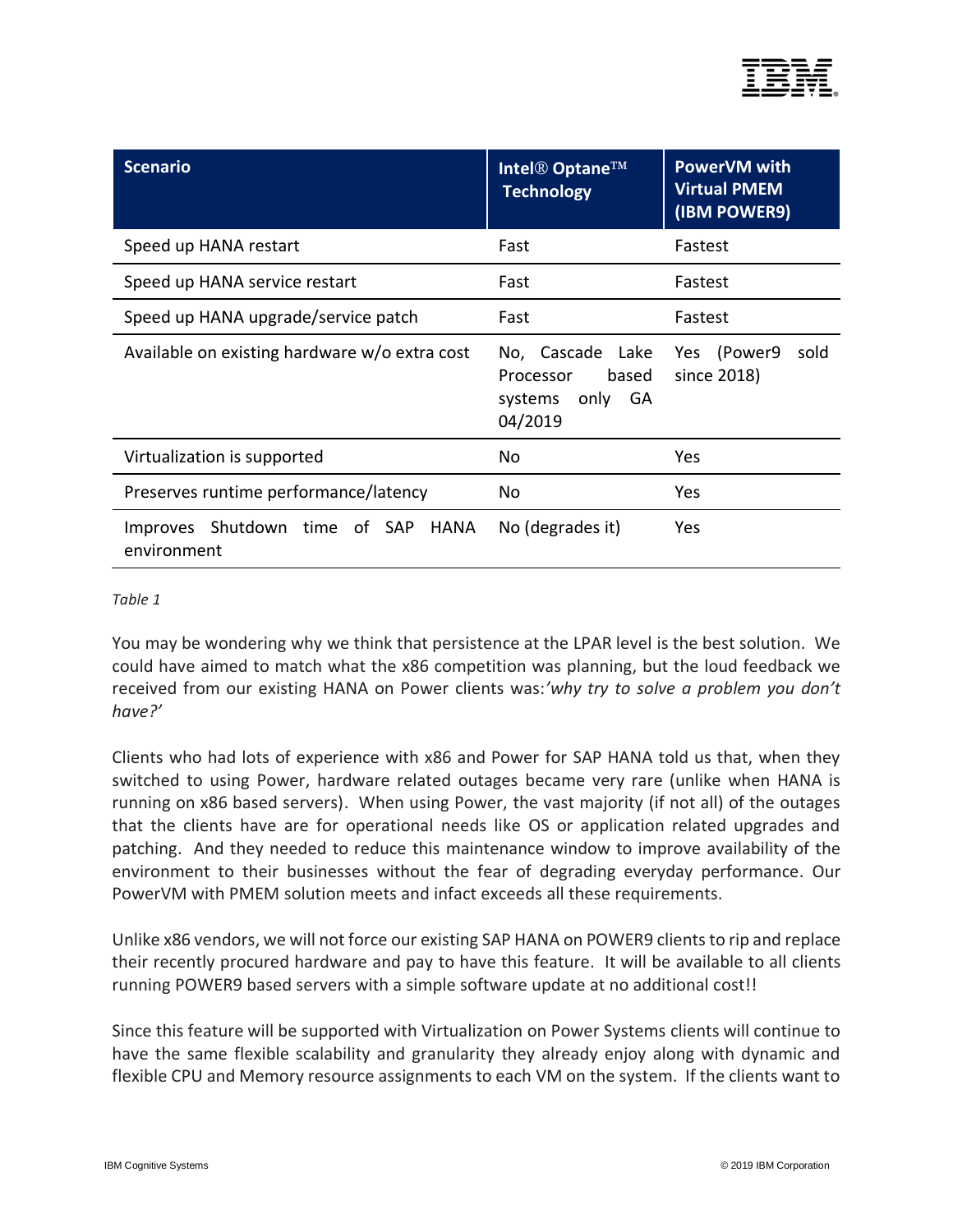| Scenario | Intel® Optane™ Technology | PowerVM with Virtual PMEM (IBM POWER9) |
|---|---|---|
| Speed up HANA restart | Fast | Fastest |
| Speed up HANA service restart | Fast | Fastest |
| Speed up HANA upgrade/service patch | Fast | Fastest |
| Available on existing hardware w/o extra cost | No, Cascade Lake Processor based systems only GA 04/2019 | Yes (Power9 sold since 2018) |
| Virtualization is supported | No | Yes |
| Preserves runtime performance/latency | No | Yes |
| Improves Shutdown time of SAP HANA environment | No (degrades it) | Yes |

*Table 1*

You may be wondering why we think that persistence at the LPAR level is the best solution. We could have aimed to match what the x86 competition was planning, but the loud feedback we received from our existing HANA on Power clients was:*'why try to solve a problem you don't have?'*

Clients who had lots of experience with x86 and Power for SAP HANA told us that, when they switched to using Power, hardware related outages became very rare (unlike when HANA is running on x86 based servers). When using Power, the vast majority (if not all) of the outages that the clients have are for operational needs like OS or application related upgrades and patching. And they needed to reduce this maintenance window to improve availability of the environment to their businesses without the fear of degrading everyday performance. Our PowerVM with PMEM solution meets and infact exceeds all these requirements.

Unlike x86 vendors, we will not force our existing SAP HANA on POWER9 clients to rip and replace their recently procured hardware and pay to have this feature. It will be available to all clients running POWER9 based servers with a simple software update at no additional cost!!

Since this feature will be supported with Virtualization on Power Systems clients will continue to have the same flexible scalability and granularity they already enjoy along with dynamic and flexible CPU and Memory resource assignments to each VM on the system. If the clients want to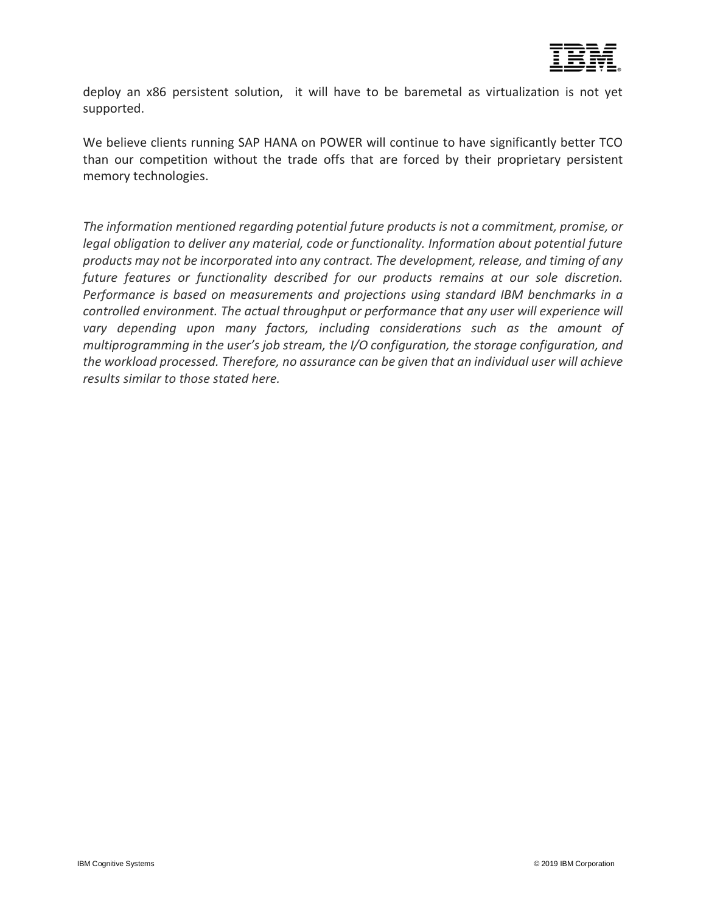deploy an x86 persistent solution, it will have to be baremetal as virtualization is not yet supported.

We believe clients running SAP HANA on POWER will continue to have significantly better TCO than our competition without the trade offs that are forced by their proprietary persistent memory technologies.

*The information mentioned regarding potential future products is not a commitment, promise, or legal obligation to deliver any material, code or functionality. Information about potential future products may not be incorporated into any contract. The development, release, and timing of any future features or functionality described for our products remains at our sole discretion. Performance is based on measurements and projections using standard IBM benchmarks in a controlled environment. The actual throughput or performance that any user will experience will vary depending upon many factors, including considerations such as the amount of multiprogramming in the user's job stream, the I/O configuration, the storage configuration, and the workload processed. Therefore, no assurance can be given that an individual user will achieve results similar to those stated here.*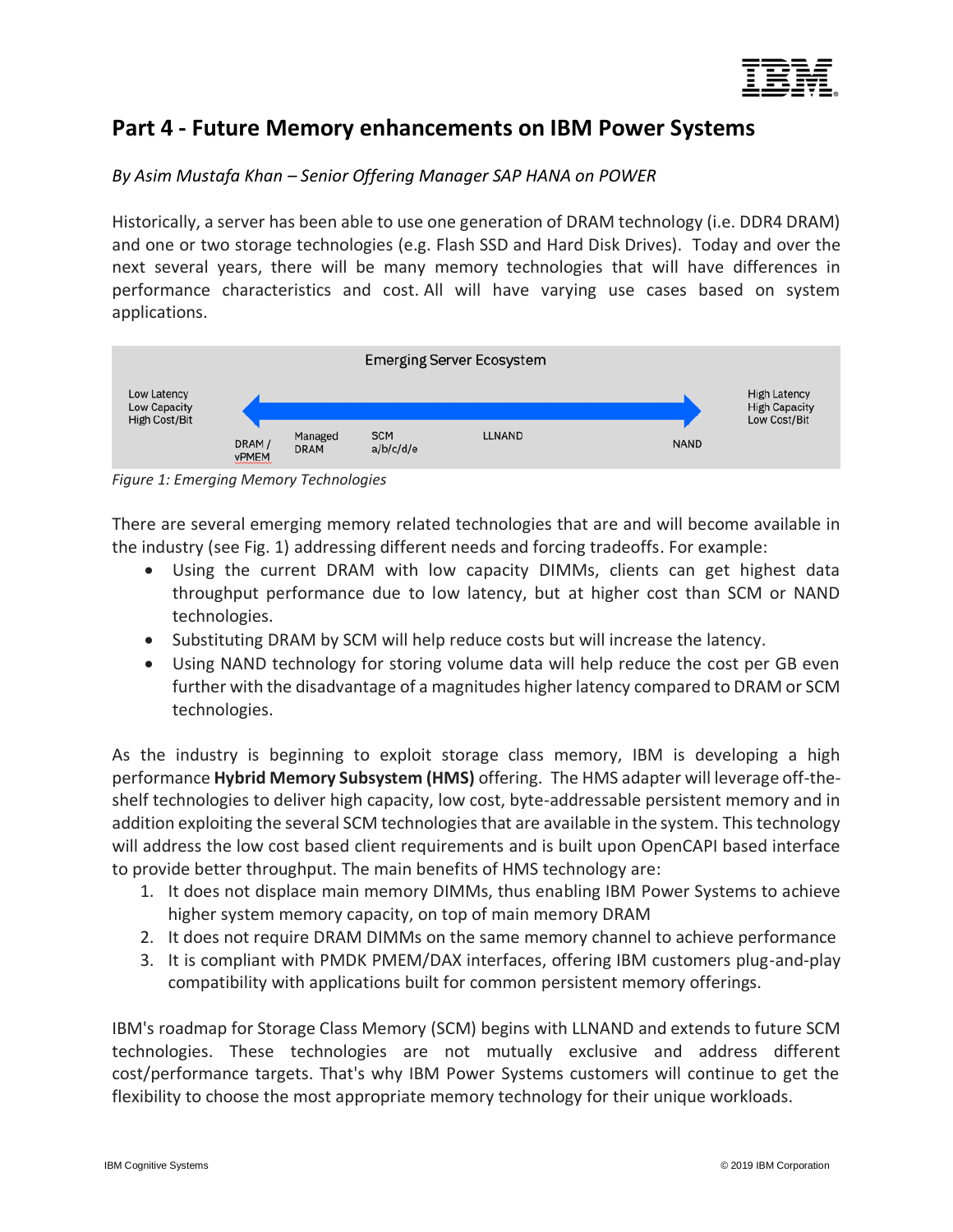## Part 4 - Future Memory enhancements on IBM Power Systems

*By Asim Mustafa Khan – Senior Offering Manager SAP HANA on POWER*

Historically, a server has been able to use one generation of DRAM technology (i.e. DDR4 DRAM) and one or two storage technologies (e.g. Flash SSD and Hard Disk Drives). Today and over the next several years, there will be many memory technologies that will have differences in performance characteristics and cost. All will have varying use cases based on system applications.

Emerging Server Ecosystem

Low Latency
Low Capacity
High Cost/Bit

High Latency
High Capacity
Low Cost/Bit

DRAM / vPMEM — Managed DRAM — SCM a/b/c/d/e — LLNAND — NAND

*Figure 1: Emerging Memory Technologies*

There are several emerging memory related technologies that are and will become available in the industry (see Fig. 1) addressing different needs and forcing tradeoffs. For example:

- Using the current DRAM with low capacity DIMMs, clients can get highest data throughput performance due to low latency, but at higher cost than SCM or NAND technologies.
- Substituting DRAM by SCM will help reduce costs but will increase the latency.
- Using NAND technology for storing volume data will help reduce the cost per GB even further with the disadvantage of a magnitudes higher latency compared to DRAM or SCM technologies.

As the industry is beginning to exploit storage class memory, IBM is developing a high performance **Hybrid Memory Subsystem (HMS)** offering. The HMS adapter will leverage off-the-shelf technologies to deliver high capacity, low cost, byte-addressable persistent memory and in addition exploiting the several SCM technologies that are available in the system. This technology will address the low cost based client requirements and is built upon OpenCAPI based interface to provide better throughput. The main benefits of HMS technology are:

1. It does not displace main memory DIMMs, thus enabling IBM Power Systems to achieve higher system memory capacity, on top of main memory DRAM
2. It does not require DRAM DIMMs on the same memory channel to achieve performance
3. It is compliant with PMDK PMEM/DAX interfaces, offering IBM customers plug-and-play compatibility with applications built for common persistent memory offerings.

IBM's roadmap for Storage Class Memory (SCM) begins with LLNAND and extends to future SCM technologies. These technologies are not mutually exclusive and address different cost/performance targets. That's why IBM Power Systems customers will continue to get the flexibility to choose the most appropriate memory technology for their unique workloads.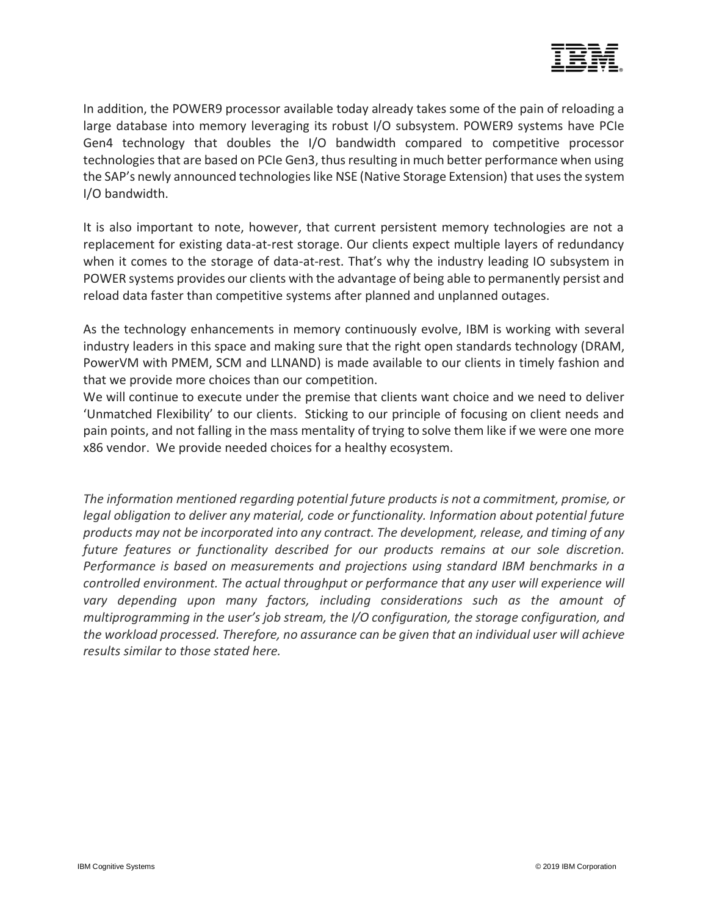In addition, the POWER9 processor available today already takes some of the pain of reloading a large database into memory leveraging its robust I/O subsystem. POWER9 systems have PCIe Gen4 technology that doubles the I/O bandwidth compared to competitive processor technologies that are based on PCIe Gen3, thus resulting in much better performance when using the SAP's newly announced technologies like NSE (Native Storage Extension) that uses the system I/O bandwidth.

It is also important to note, however, that current persistent memory technologies are not a replacement for existing data-at-rest storage. Our clients expect multiple layers of redundancy when it comes to the storage of data-at-rest. That's why the industry leading IO subsystem in POWER systems provides our clients with the advantage of being able to permanently persist and reload data faster than competitive systems after planned and unplanned outages.

As the technology enhancements in memory continuously evolve, IBM is working with several industry leaders in this space and making sure that the right open standards technology (DRAM, PowerVM with PMEM, SCM and LLNAND) is made available to our clients in timely fashion and that we provide more choices than our competition.
We will continue to execute under the premise that clients want choice and we need to deliver 'Unmatched Flexibility' to our clients. Sticking to our principle of focusing on client needs and pain points, and not falling in the mass mentality of trying to solve them like if we were one more x86 vendor. We provide needed choices for a healthy ecosystem.

*The information mentioned regarding potential future products is not a commitment, promise, or legal obligation to deliver any material, code or functionality. Information about potential future products may not be incorporated into any contract. The development, release, and timing of any future features or functionality described for our products remains at our sole discretion. Performance is based on measurements and projections using standard IBM benchmarks in a controlled environment. The actual throughput or performance that any user will experience will vary depending upon many factors, including considerations such as the amount of multiprogramming in the user's job stream, the I/O configuration, the storage configuration, and the workload processed. Therefore, no assurance can be given that an individual user will achieve results similar to those stated here.*